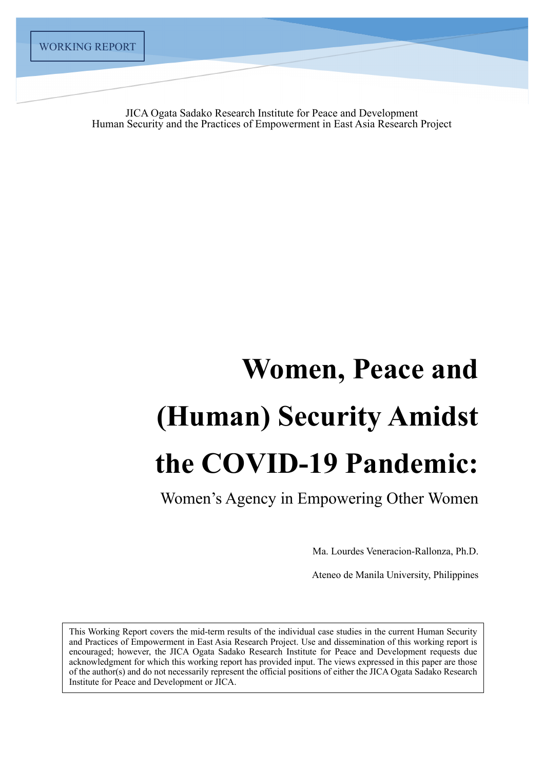WORKING REPORT

JICA Ogata Sadako Research Institute for Peace and Development
Human Security and the Practices of Empowerment in East Asia Research Project

# Women, Peace and (Human) Security Amidst the COVID-19 Pandemic:

## Women's Agency in Empowering Other Women

Ma. Lourdes Veneracion-Rallonza, Ph.D.

Ateneo de Manila University, Philippines

This Working Report covers the mid-term results of the individual case studies in the current Human Security and Practices of Empowerment in East Asia Research Project. Use and dissemination of this working report is encouraged; however, the JICA Ogata Sadako Research Institute for Peace and Development requests due acknowledgment for which this working report has provided input. The views expressed in this paper are those of the author(s) and do not necessarily represent the official positions of either the JICA Ogata Sadako Research Institute for Peace and Development or JICA.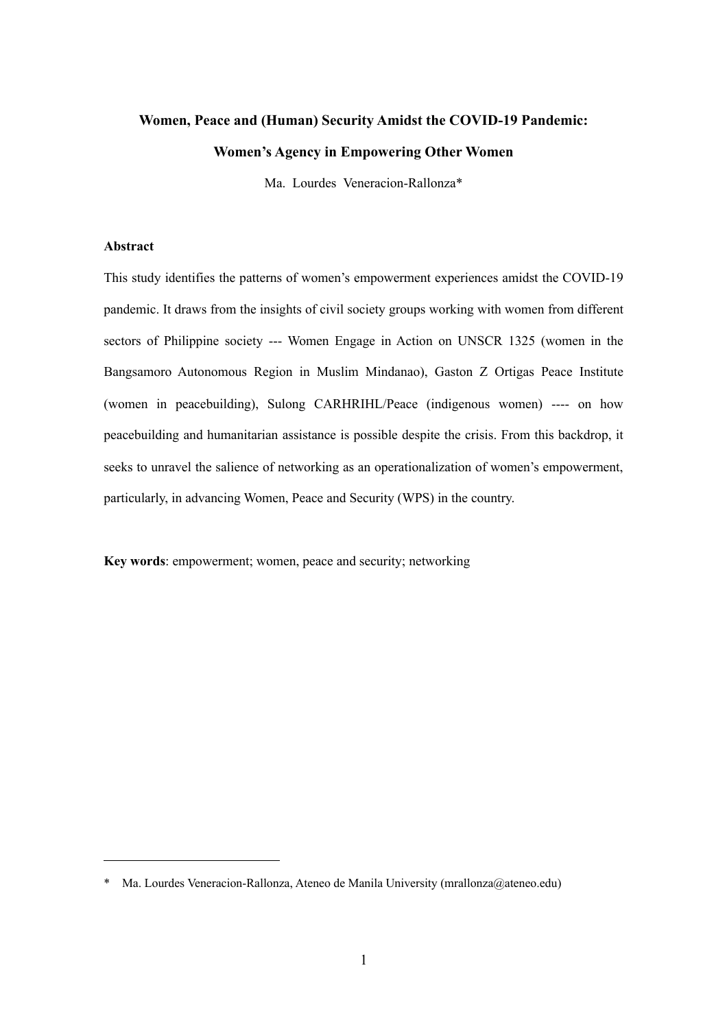# Women, Peace and (Human) Security Amidst the COVID-19 Pandemic: Women's Agency in Empowering Other Women

Ma. Lourdes Veneracion-Rallonza*

**Abstract**

This study identifies the patterns of women's empowerment experiences amidst the COVID-19 pandemic. It draws from the insights of civil society groups working with women from different sectors of Philippine society --- Women Engage in Action on UNSCR 1325 (women in the Bangsamoro Autonomous Region in Muslim Mindanao), Gaston Z Ortigas Peace Institute (women in peacebuilding), Sulong CARHRIHL/Peace (indigenous women) ---- on how peacebuilding and humanitarian assistance is possible despite the crisis. From this backdrop, it seeks to unravel the salience of networking as an operationalization of women's empowerment, particularly, in advancing Women, Peace and Security (WPS) in the country.

**Key words**: empowerment; women, peace and security; networking

---

\* Ma. Lourdes Veneracion-Rallonza, Ateneo de Manila University (mrallonza@ateneo.edu)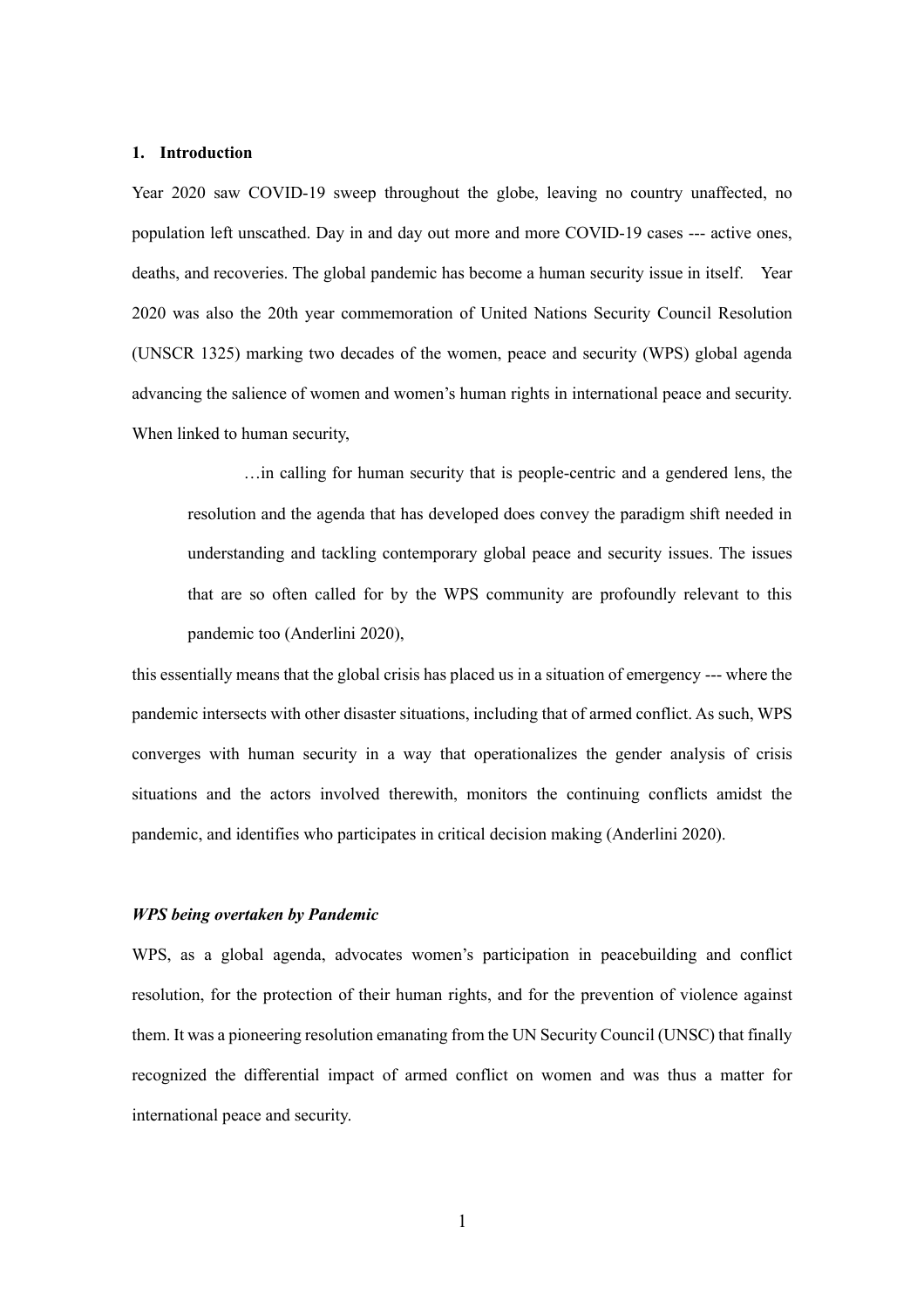## 1. Introduction

Year 2020 saw COVID-19 sweep throughout the globe, leaving no country unaffected, no population left unscathed. Day in and day out more and more COVID-19 cases --- active ones, deaths, and recoveries. The global pandemic has become a human security issue in itself. Year 2020 was also the 20th year commemoration of United Nations Security Council Resolution (UNSCR 1325) marking two decades of the women, peace and security (WPS) global agenda advancing the salience of women and women's human rights in international peace and security. When linked to human security,

> …in calling for human security that is people-centric and a gendered lens, the resolution and the agenda that has developed does convey the paradigm shift needed in understanding and tackling contemporary global peace and security issues. The issues that are so often called for by the WPS community are profoundly relevant to this pandemic too (Anderlini 2020),

this essentially means that the global crisis has placed us in a situation of emergency --- where the pandemic intersects with other disaster situations, including that of armed conflict. As such, WPS converges with human security in a way that operationalizes the gender analysis of crisis situations and the actors involved therewith, monitors the continuing conflicts amidst the pandemic, and identifies who participates in critical decision making (Anderlini 2020).

### *WPS being overtaken by Pandemic*

WPS, as a global agenda, advocates women's participation in peacebuilding and conflict resolution, for the protection of their human rights, and for the prevention of violence against them. It was a pioneering resolution emanating from the UN Security Council (UNSC) that finally recognized the differential impact of armed conflict on women and was thus a matter for international peace and security.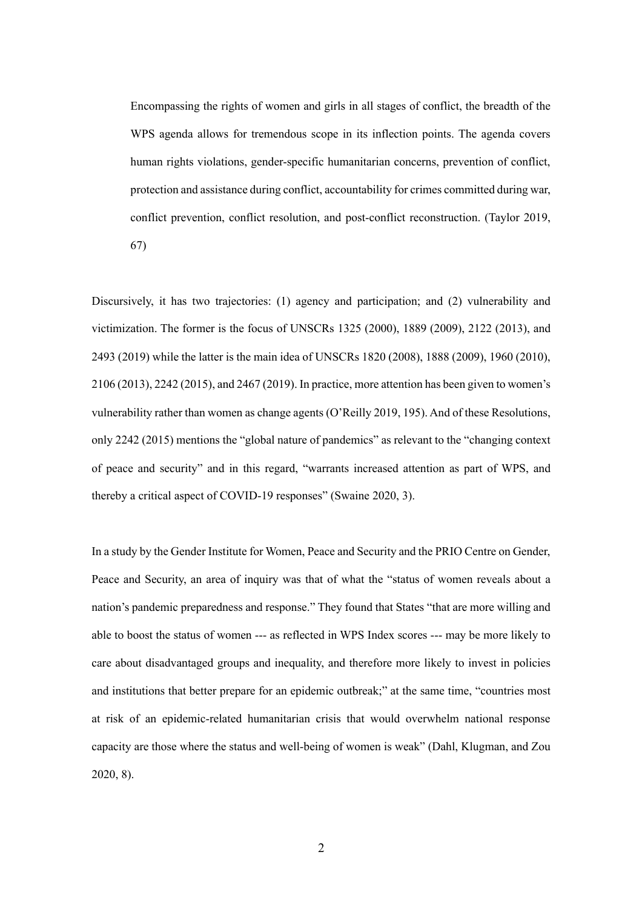> Encompassing the rights of women and girls in all stages of conflict, the breadth of the WPS agenda allows for tremendous scope in its inflection points. The agenda covers human rights violations, gender-specific humanitarian concerns, prevention of conflict, protection and assistance during conflict, accountability for crimes committed during war, conflict prevention, conflict resolution, and post-conflict reconstruction. (Taylor 2019, 67)

Discursively, it has two trajectories: (1) agency and participation; and (2) vulnerability and victimization. The former is the focus of UNSCRs 1325 (2000), 1889 (2009), 2122 (2013), and 2493 (2019) while the latter is the main idea of UNSCRs 1820 (2008), 1888 (2009), 1960 (2010), 2106 (2013), 2242 (2015), and 2467 (2019). In practice, more attention has been given to women's vulnerability rather than women as change agents (O'Reilly 2019, 195). And of these Resolutions, only 2242 (2015) mentions the "global nature of pandemics" as relevant to the "changing context of peace and security" and in this regard, "warrants increased attention as part of WPS, and thereby a critical aspect of COVID-19 responses" (Swaine 2020, 3).

In a study by the Gender Institute for Women, Peace and Security and the PRIO Centre on Gender, Peace and Security, an area of inquiry was that of what the "status of women reveals about a nation's pandemic preparedness and response." They found that States "that are more willing and able to boost the status of women --- as reflected in WPS Index scores --- may be more likely to care about disadvantaged groups and inequality, and therefore more likely to invest in policies and institutions that better prepare for an epidemic outbreak;" at the same time, "countries most at risk of an epidemic-related humanitarian crisis that would overwhelm national response capacity are those where the status and well-being of women is weak" (Dahl, Klugman, and Zou 2020, 8).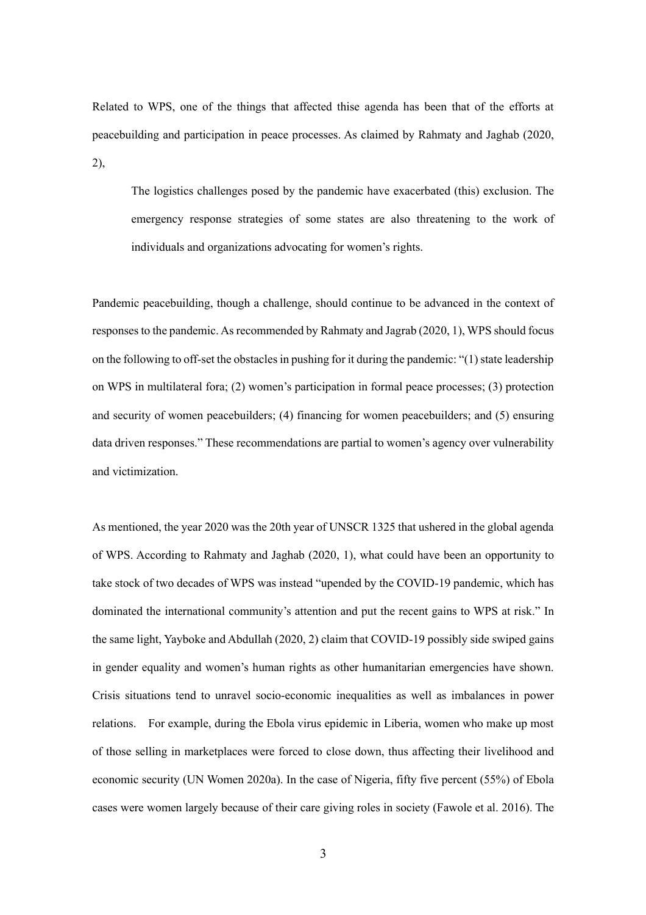Related to WPS, one of the things that affected thise agenda has been that of the efforts at peacebuilding and participation in peace processes. As claimed by Rahmaty and Jaghab (2020, 2),

> The logistics challenges posed by the pandemic have exacerbated (this) exclusion. The emergency response strategies of some states are also threatening to the work of individuals and organizations advocating for women's rights.

Pandemic peacebuilding, though a challenge, should continue to be advanced in the context of responses to the pandemic. As recommended by Rahmaty and Jagrab (2020, 1), WPS should focus on the following to off-set the obstacles in pushing for it during the pandemic: "(1) state leadership on WPS in multilateral fora; (2) women's participation in formal peace processes; (3) protection and security of women peacebuilders; (4) financing for women peacebuilders; and (5) ensuring data driven responses." These recommendations are partial to women's agency over vulnerability and victimization.

As mentioned, the year 2020 was the 20th year of UNSCR 1325 that ushered in the global agenda of WPS. According to Rahmaty and Jaghab (2020, 1), what could have been an opportunity to take stock of two decades of WPS was instead "upended by the COVID-19 pandemic, which has dominated the international community's attention and put the recent gains to WPS at risk." In the same light, Yayboke and Abdullah (2020, 2) claim that COVID-19 possibly side swiped gains in gender equality and women's human rights as other humanitarian emergencies have shown. Crisis situations tend to unravel socio-economic inequalities as well as imbalances in power relations. For example, during the Ebola virus epidemic in Liberia, women who make up most of those selling in marketplaces were forced to close down, thus affecting their livelihood and economic security (UN Women 2020a). In the case of Nigeria, fifty five percent (55%) of Ebola cases were women largely because of their care giving roles in society (Fawole et al. 2016). The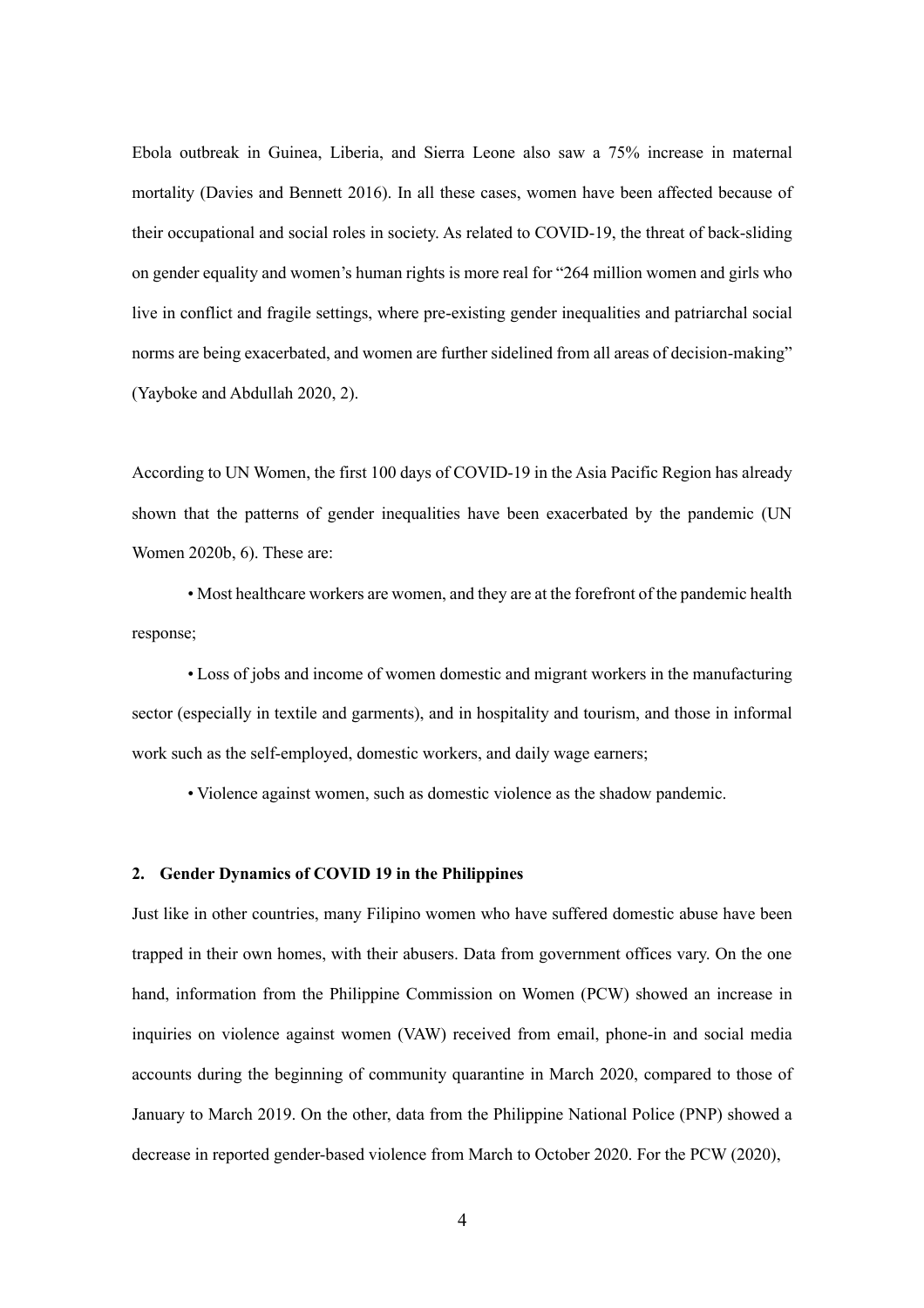Ebola outbreak in Guinea, Liberia, and Sierra Leone also saw a 75% increase in maternal mortality (Davies and Bennett 2016). In all these cases, women have been affected because of their occupational and social roles in society. As related to COVID-19, the threat of back-sliding on gender equality and women's human rights is more real for "264 million women and girls who live in conflict and fragile settings, where pre-existing gender inequalities and patriarchal social norms are being exacerbated, and women are further sidelined from all areas of decision-making" (Yayboke and Abdullah 2020, 2).

According to UN Women, the first 100 days of COVID-19 in the Asia Pacific Region has already shown that the patterns of gender inequalities have been exacerbated by the pandemic (UN Women 2020b, 6). These are:

- Most healthcare workers are women, and they are at the forefront of the pandemic health response;
- Loss of jobs and income of women domestic and migrant workers in the manufacturing sector (especially in textile and garments), and in hospitality and tourism, and those in informal work such as the self-employed, domestic workers, and daily wage earners;
- Violence against women, such as domestic violence as the shadow pandemic.

## 2. Gender Dynamics of COVID 19 in the Philippines

Just like in other countries, many Filipino women who have suffered domestic abuse have been trapped in their own homes, with their abusers. Data from government offices vary. On the one hand, information from the Philippine Commission on Women (PCW) showed an increase in inquiries on violence against women (VAW) received from email, phone-in and social media accounts during the beginning of community quarantine in March 2020, compared to those of January to March 2019. On the other, data from the Philippine National Police (PNP) showed a decrease in reported gender-based violence from March to October 2020. For the PCW (2020),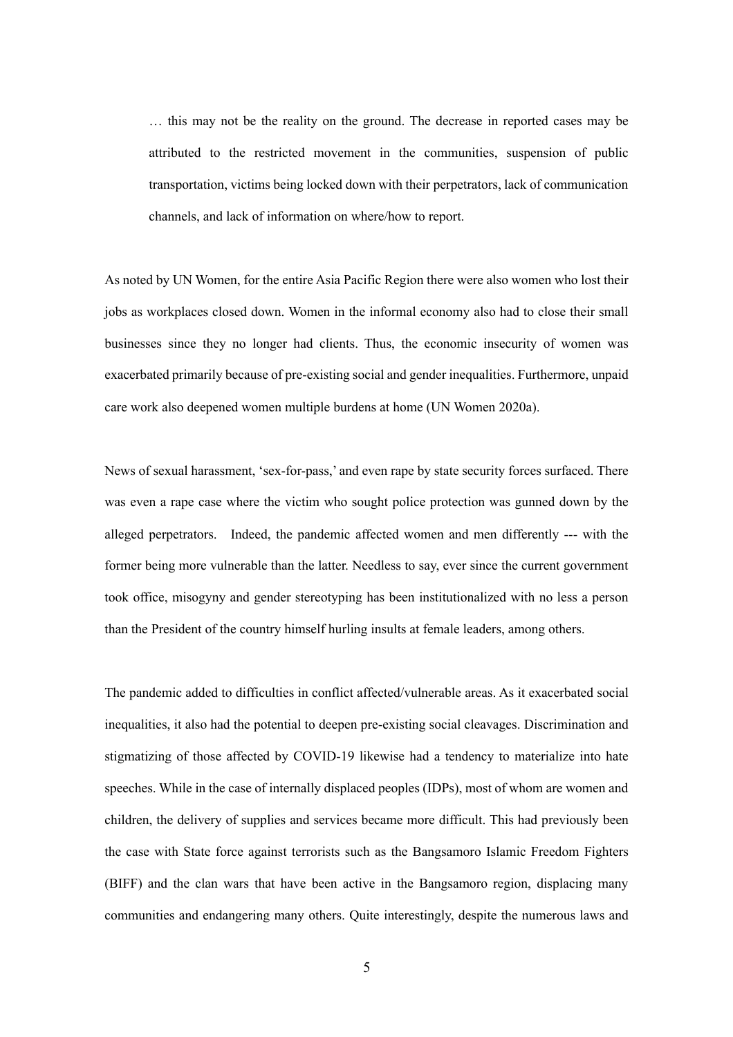> … this may not be the reality on the ground. The decrease in reported cases may be attributed to the restricted movement in the communities, suspension of public transportation, victims being locked down with their perpetrators, lack of communication channels, and lack of information on where/how to report.

As noted by UN Women, for the entire Asia Pacific Region there were also women who lost their jobs as workplaces closed down. Women in the informal economy also had to close their small businesses since they no longer had clients. Thus, the economic insecurity of women was exacerbated primarily because of pre-existing social and gender inequalities. Furthermore, unpaid care work also deepened women multiple burdens at home (UN Women 2020a).

News of sexual harassment, 'sex-for-pass,' and even rape by state security forces surfaced. There was even a rape case where the victim who sought police protection was gunned down by the alleged perpetrators. Indeed, the pandemic affected women and men differently --- with the former being more vulnerable than the latter. Needless to say, ever since the current government took office, misogyny and gender stereotyping has been institutionalized with no less a person than the President of the country himself hurling insults at female leaders, among others.

The pandemic added to difficulties in conflict affected/vulnerable areas. As it exacerbated social inequalities, it also had the potential to deepen pre-existing social cleavages. Discrimination and stigmatizing of those affected by COVID-19 likewise had a tendency to materialize into hate speeches. While in the case of internally displaced peoples (IDPs), most of whom are women and children, the delivery of supplies and services became more difficult. This had previously been the case with State force against terrorists such as the Bangsamoro Islamic Freedom Fighters (BIFF) and the clan wars that have been active in the Bangsamoro region, displacing many communities and endangering many others. Quite interestingly, despite the numerous laws and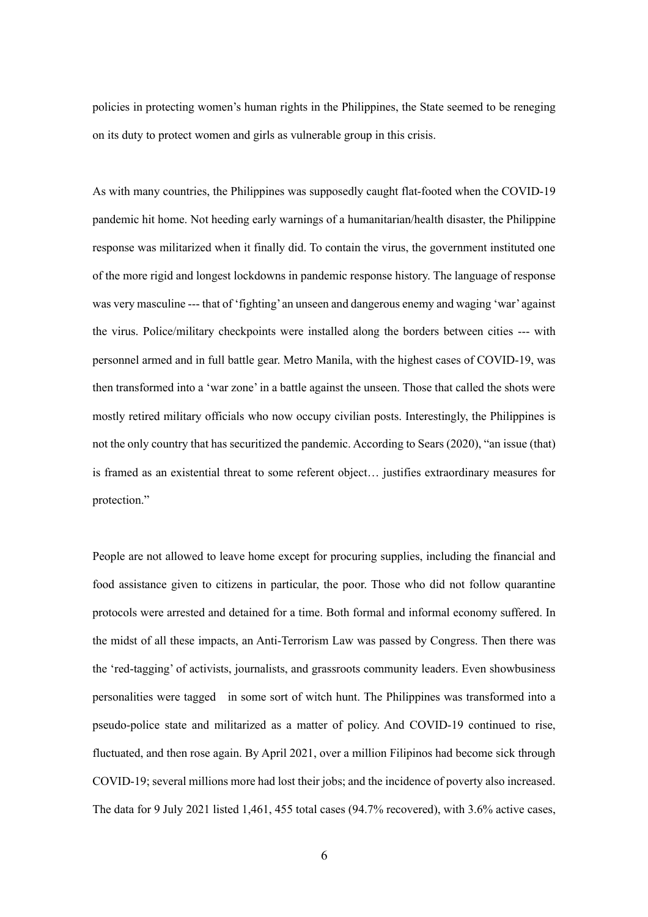policies in protecting women's human rights in the Philippines, the State seemed to be reneging on its duty to protect women and girls as vulnerable group in this crisis.

As with many countries, the Philippines was supposedly caught flat-footed when the COVID-19 pandemic hit home. Not heeding early warnings of a humanitarian/health disaster, the Philippine response was militarized when it finally did. To contain the virus, the government instituted one of the more rigid and longest lockdowns in pandemic response history. The language of response was very masculine --- that of 'fighting' an unseen and dangerous enemy and waging 'war' against the virus. Police/military checkpoints were installed along the borders between cities --- with personnel armed and in full battle gear. Metro Manila, with the highest cases of COVID-19, was then transformed into a 'war zone' in a battle against the unseen. Those that called the shots were mostly retired military officials who now occupy civilian posts. Interestingly, the Philippines is not the only country that has securitized the pandemic. According to Sears (2020), "an issue (that) is framed as an existential threat to some referent object… justifies extraordinary measures for protection."

People are not allowed to leave home except for procuring supplies, including the financial and food assistance given to citizens in particular, the poor. Those who did not follow quarantine protocols were arrested and detained for a time. Both formal and informal economy suffered. In the midst of all these impacts, an Anti-Terrorism Law was passed by Congress. Then there was the 'red-tagging' of activists, journalists, and grassroots community leaders. Even showbusiness personalities were tagged in some sort of witch hunt. The Philippines was transformed into a pseudo-police state and militarized as a matter of policy. And COVID-19 continued to rise, fluctuated, and then rose again. By April 2021, over a million Filipinos had become sick through COVID-19; several millions more had lost their jobs; and the incidence of poverty also increased. The data for 9 July 2021 listed 1,461, 455 total cases (94.7% recovered), with 3.6% active cases,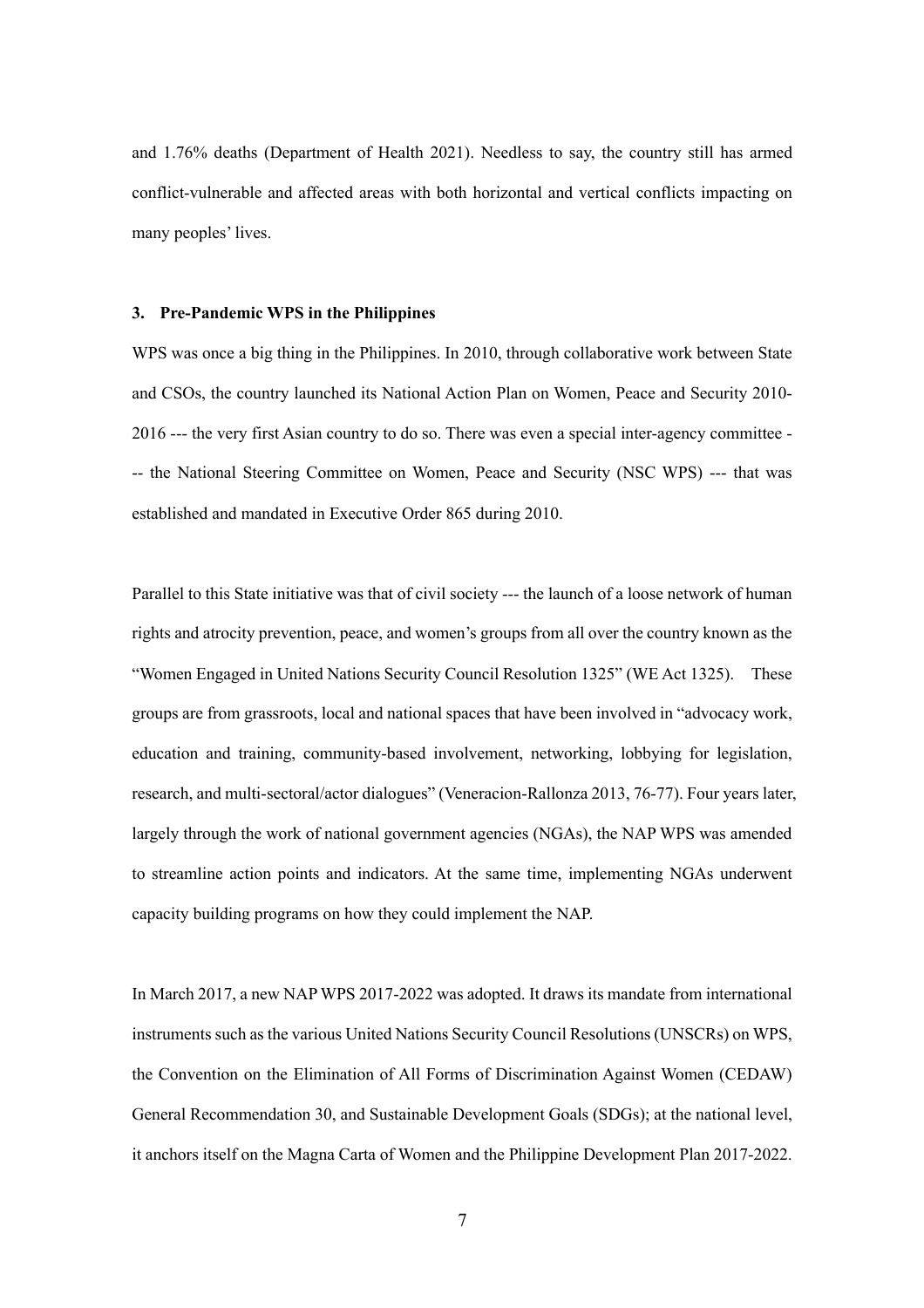and 1.76% deaths (Department of Health 2021). Needless to say, the country still has armed conflict-vulnerable and affected areas with both horizontal and vertical conflicts impacting on many peoples' lives.

### 3. Pre-Pandemic WPS in the Philippines

WPS was once a big thing in the Philippines. In 2010, through collaborative work between State and CSOs, the country launched its National Action Plan on Women, Peace and Security 2010-2016 --- the very first Asian country to do so. There was even a special inter-agency committee --- the National Steering Committee on Women, Peace and Security (NSC WPS) --- that was established and mandated in Executive Order 865 during 2010.

Parallel to this State initiative was that of civil society --- the launch of a loose network of human rights and atrocity prevention, peace, and women's groups from all over the country known as the "Women Engaged in United Nations Security Council Resolution 1325" (WE Act 1325). These groups are from grassroots, local and national spaces that have been involved in "advocacy work, education and training, community-based involvement, networking, lobbying for legislation, research, and multi-sectoral/actor dialogues" (Veneracion-Rallonza 2013, 76-77). Four years later, largely through the work of national government agencies (NGAs), the NAP WPS was amended to streamline action points and indicators. At the same time, implementing NGAs underwent capacity building programs on how they could implement the NAP.

In March 2017, a new NAP WPS 2017-2022 was adopted. It draws its mandate from international instruments such as the various United Nations Security Council Resolutions (UNSCRs) on WPS, the Convention on the Elimination of All Forms of Discrimination Against Women (CEDAW) General Recommendation 30, and Sustainable Development Goals (SDGs); at the national level, it anchors itself on the Magna Carta of Women and the Philippine Development Plan 2017-2022.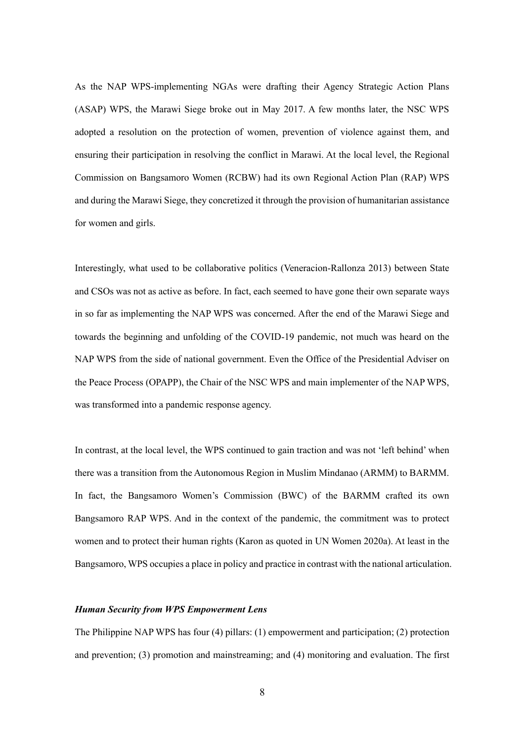As the NAP WPS-implementing NGAs were drafting their Agency Strategic Action Plans (ASAP) WPS, the Marawi Siege broke out in May 2017. A few months later, the NSC WPS adopted a resolution on the protection of women, prevention of violence against them, and ensuring their participation in resolving the conflict in Marawi. At the local level, the Regional Commission on Bangsamoro Women (RCBW) had its own Regional Action Plan (RAP) WPS and during the Marawi Siege, they concretized it through the provision of humanitarian assistance for women and girls.

Interestingly, what used to be collaborative politics (Veneracion-Rallonza 2013) between State and CSOs was not as active as before. In fact, each seemed to have gone their own separate ways in so far as implementing the NAP WPS was concerned. After the end of the Marawi Siege and towards the beginning and unfolding of the COVID-19 pandemic, not much was heard on the NAP WPS from the side of national government. Even the Office of the Presidential Adviser on the Peace Process (OPAPP), the Chair of the NSC WPS and main implementer of the NAP WPS, was transformed into a pandemic response agency.

In contrast, at the local level, the WPS continued to gain traction and was not 'left behind' when there was a transition from the Autonomous Region in Muslim Mindanao (ARMM) to BARMM. In fact, the Bangsamoro Women's Commission (BWC) of the BARMM crafted its own Bangsamoro RAP WPS. And in the context of the pandemic, the commitment was to protect women and to protect their human rights (Karon as quoted in UN Women 2020a). At least in the Bangsamoro, WPS occupies a place in policy and practice in contrast with the national articulation.

***Human Security from WPS Empowerment Lens***

The Philippine NAP WPS has four (4) pillars: (1) empowerment and participation; (2) protection and prevention; (3) promotion and mainstreaming; and (4) monitoring and evaluation. The first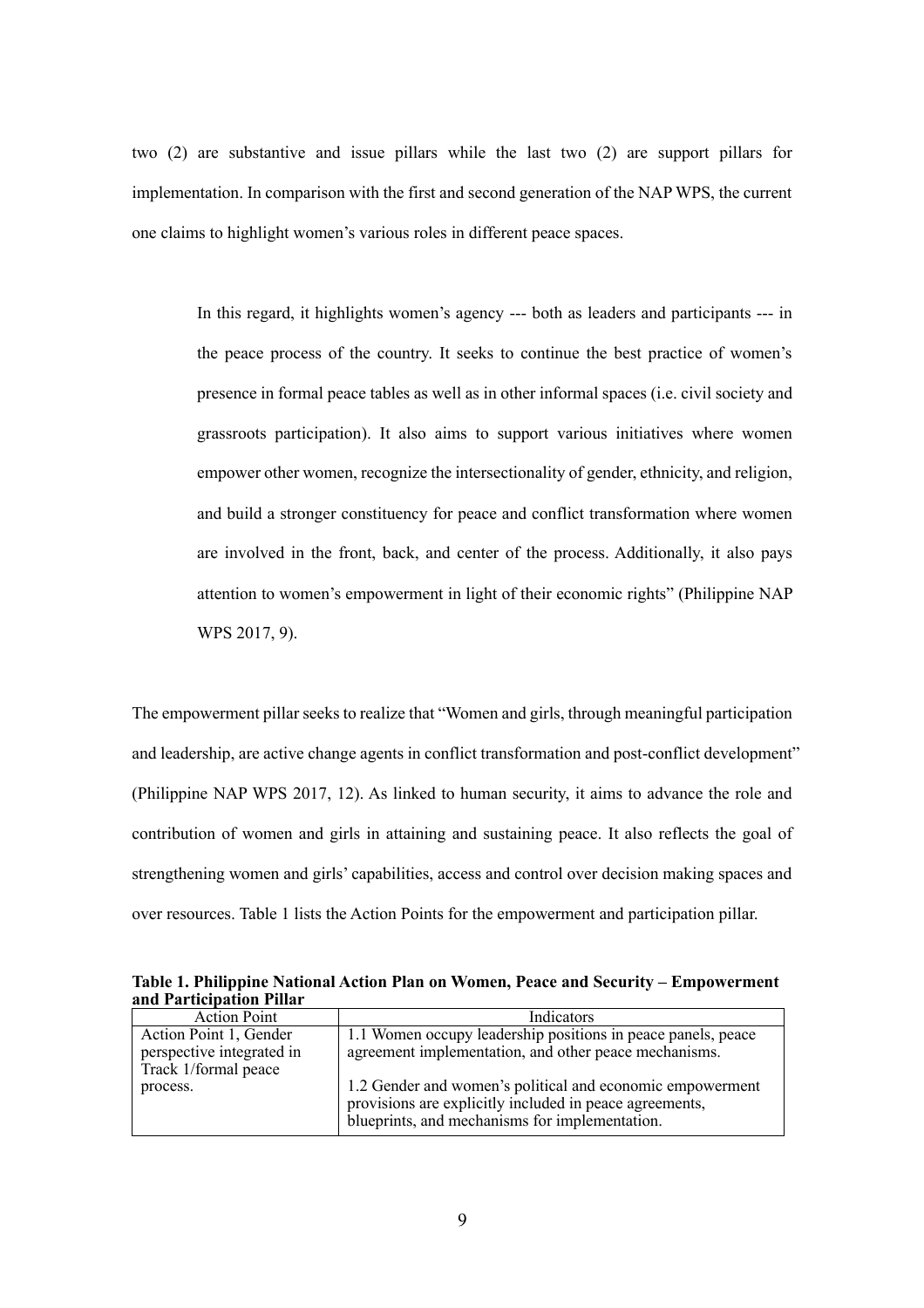two (2) are substantive and issue pillars while the last two (2) are support pillars for implementation. In comparison with the first and second generation of the NAP WPS, the current one claims to highlight women's various roles in different peace spaces.

> In this regard, it highlights women's agency --- both as leaders and participants --- in the peace process of the country. It seeks to continue the best practice of women's presence in formal peace tables as well as in other informal spaces (i.e. civil society and grassroots participation). It also aims to support various initiatives where women empower other women, recognize the intersectionality of gender, ethnicity, and religion, and build a stronger constituency for peace and conflict transformation where women are involved in the front, back, and center of the process. Additionally, it also pays attention to women's empowerment in light of their economic rights" (Philippine NAP WPS 2017, 9).

The empowerment pillar seeks to realize that "Women and girls, through meaningful participation and leadership, are active change agents in conflict transformation and post-conflict development" (Philippine NAP WPS 2017, 12). As linked to human security, it aims to advance the role and contribution of women and girls in attaining and sustaining peace. It also reflects the goal of strengthening women and girls' capabilities, access and control over decision making spaces and over resources. Table 1 lists the Action Points for the empowerment and participation pillar.

**Table 1. Philippine National Action Plan on Women, Peace and Security – Empowerment and Participation Pillar**

| Action Point | Indicators |
|---|---|
| Action Point 1, Gender perspective integrated in Track 1/formal peace process. | 1.1 Women occupy leadership positions in peace panels, peace agreement implementation, and other peace mechanisms.<br><br>1.2 Gender and women's political and economic empowerment provisions are explicitly included in peace agreements, blueprints, and mechanisms for implementation. |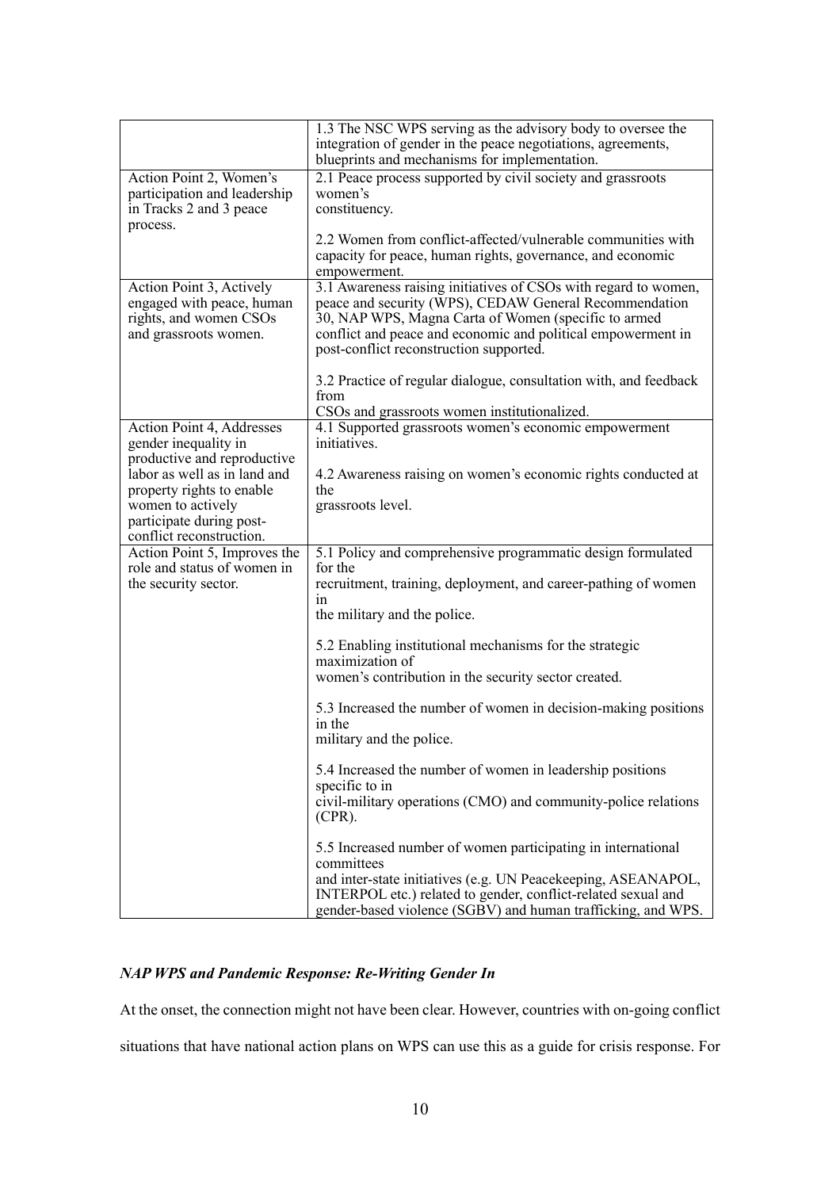| | |
|---|---|
| | 1.3 The NSC WPS serving as the advisory body to oversee the integration of gender in the peace negotiations, agreements, blueprints and mechanisms for implementation. |
| Action Point 2, Women's participation and leadership in Tracks 2 and 3 peace process. | 2.1 Peace process supported by civil society and grassroots women's constituency.<br><br>2.2 Women from conflict-affected/vulnerable communities with capacity for peace, human rights, governance, and economic empowerment. |
| Action Point 3, Actively engaged with peace, human rights, and women CSOs and grassroots women. | 3.1 Awareness raising initiatives of CSOs with regard to women, peace and security (WPS), CEDAW General Recommendation 30, NAP WPS, Magna Carta of Women (specific to armed conflict and peace and economic and political empowerment in post-conflict reconstruction supported.<br><br>3.2 Practice of regular dialogue, consultation with, and feedback from CSOs and grassroots women institutionalized. |
| Action Point 4, Addresses gender inequality in productive and reproductive labor as well as in land and property rights to enable women to actively participate during post-conflict reconstruction. | 4.1 Supported grassroots women's economic empowerment initiatives.<br><br>4.2 Awareness raising on women's economic rights conducted at the grassroots level. |
| Action Point 5, Improves the role and status of women in the security sector. | 5.1 Policy and comprehensive programmatic design formulated for the recruitment, training, deployment, and career-pathing of women in the military and the police.<br><br>5.2 Enabling institutional mechanisms for the strategic maximization of women's contribution in the security sector created.<br><br>5.3 Increased the number of women in decision-making positions in the military and the police.<br><br>5.4 Increased the number of women in leadership positions specific to in civil-military operations (CMO) and community-police relations (CPR).<br><br>5.5 Increased number of women participating in international committees and inter-state initiatives (e.g. UN Peacekeeping, ASEANAPOL, INTERPOL etc.) related to gender, conflict-related sexual and gender-based violence (SGBV) and human trafficking, and WPS. |

***NAP WPS and Pandemic Response: Re-Writing Gender In***

At the onset, the connection might not have been clear. However, countries with on-going conflict situations that have national action plans on WPS can use this as a guide for crisis response. For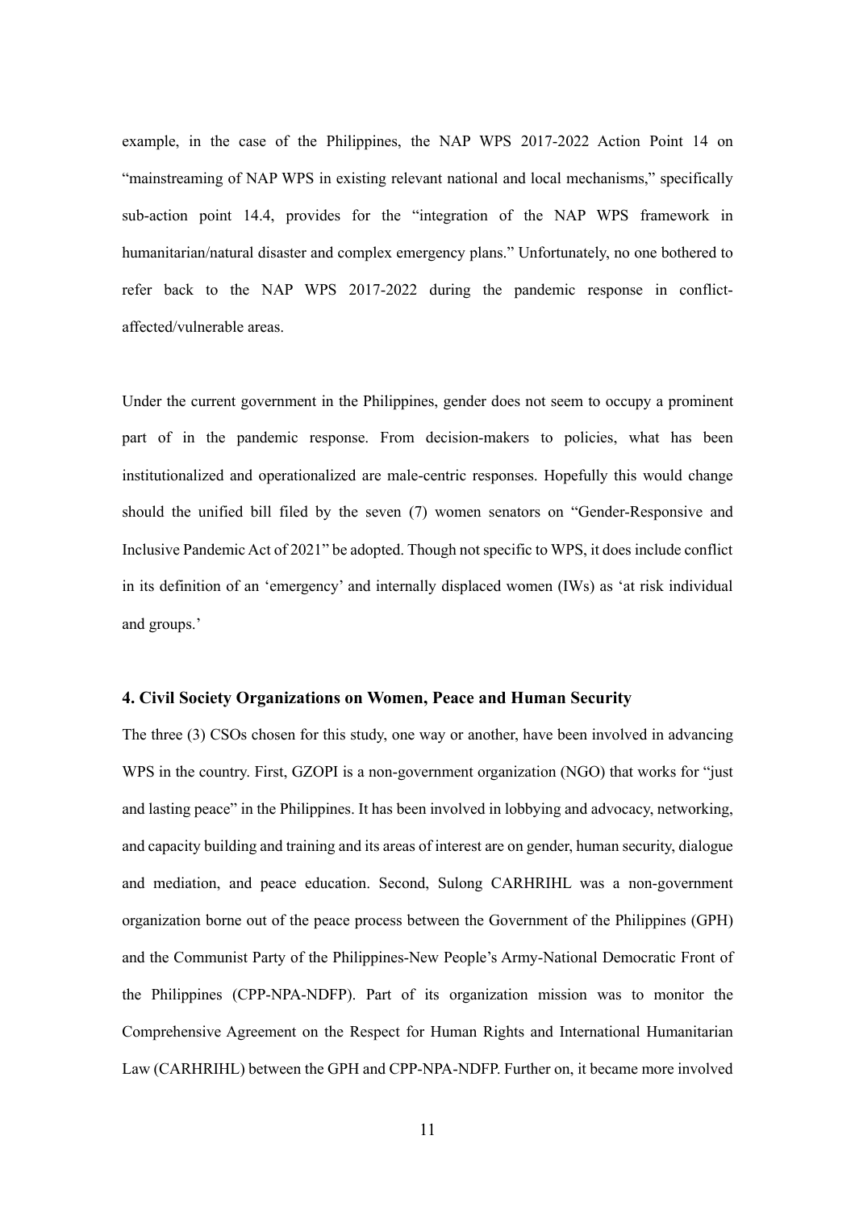example, in the case of the Philippines, the NAP WPS 2017-2022 Action Point 14 on "mainstreaming of NAP WPS in existing relevant national and local mechanisms," specifically sub-action point 14.4, provides for the "integration of the NAP WPS framework in humanitarian/natural disaster and complex emergency plans." Unfortunately, no one bothered to refer back to the NAP WPS 2017-2022 during the pandemic response in conflict-affected/vulnerable areas.

Under the current government in the Philippines, gender does not seem to occupy a prominent part of in the pandemic response. From decision-makers to policies, what has been institutionalized and operationalized are male-centric responses. Hopefully this would change should the unified bill filed by the seven (7) women senators on "Gender-Responsive and Inclusive Pandemic Act of 2021" be adopted. Though not specific to WPS, it does include conflict in its definition of an 'emergency' and internally displaced women (IWs) as 'at risk individual and groups.'

### 4. Civil Society Organizations on Women, Peace and Human Security

The three (3) CSOs chosen for this study, one way or another, have been involved in advancing WPS in the country. First, GZOPI is a non-government organization (NGO) that works for "just and lasting peace" in the Philippines. It has been involved in lobbying and advocacy, networking, and capacity building and training and its areas of interest are on gender, human security, dialogue and mediation, and peace education. Second, Sulong CARHRIHL was a non-government organization borne out of the peace process between the Government of the Philippines (GPH) and the Communist Party of the Philippines-New People's Army-National Democratic Front of the Philippines (CPP-NPA-NDFP). Part of its organization mission was to monitor the Comprehensive Agreement on the Respect for Human Rights and International Humanitarian Law (CARHRIHL) between the GPH and CPP-NPA-NDFP. Further on, it became more involved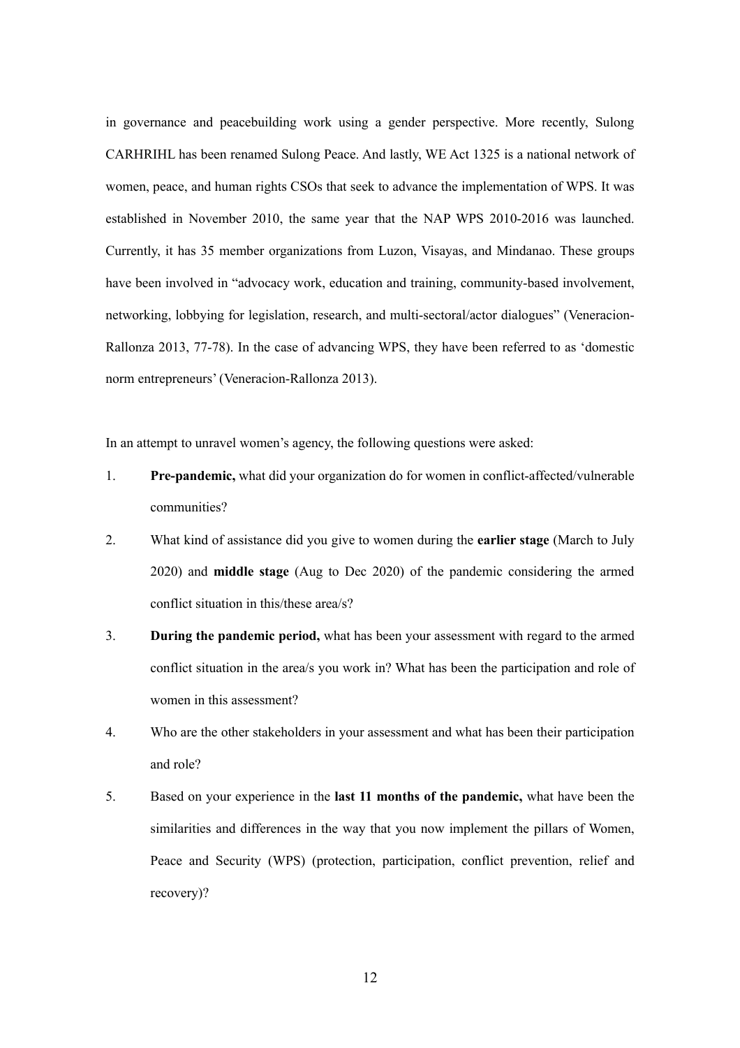in governance and peacebuilding work using a gender perspective. More recently, Sulong CARHRIHL has been renamed Sulong Peace. And lastly, WE Act 1325 is a national network of women, peace, and human rights CSOs that seek to advance the implementation of WPS. It was established in November 2010, the same year that the NAP WPS 2010-2016 was launched. Currently, it has 35 member organizations from Luzon, Visayas, and Mindanao. These groups have been involved in "advocacy work, education and training, community-based involvement, networking, lobbying for legislation, research, and multi-sectoral/actor dialogues" (Veneracion-Rallonza 2013, 77-78). In the case of advancing WPS, they have been referred to as 'domestic norm entrepreneurs' (Veneracion-Rallonza 2013).

In an attempt to unravel women's agency, the following questions were asked:

1. **Pre-pandemic,** what did your organization do for women in conflict-affected/vulnerable communities?
2. What kind of assistance did you give to women during the **earlier stage** (March to July 2020) and **middle stage** (Aug to Dec 2020) of the pandemic considering the armed conflict situation in this/these area/s?
3. **During the pandemic period,** what has been your assessment with regard to the armed conflict situation in the area/s you work in? What has been the participation and role of women in this assessment?
4. Who are the other stakeholders in your assessment and what has been their participation and role?
5. Based on your experience in the **last 11 months of the pandemic,** what have been the similarities and differences in the way that you now implement the pillars of Women, Peace and Security (WPS) (protection, participation, conflict prevention, relief and recovery)?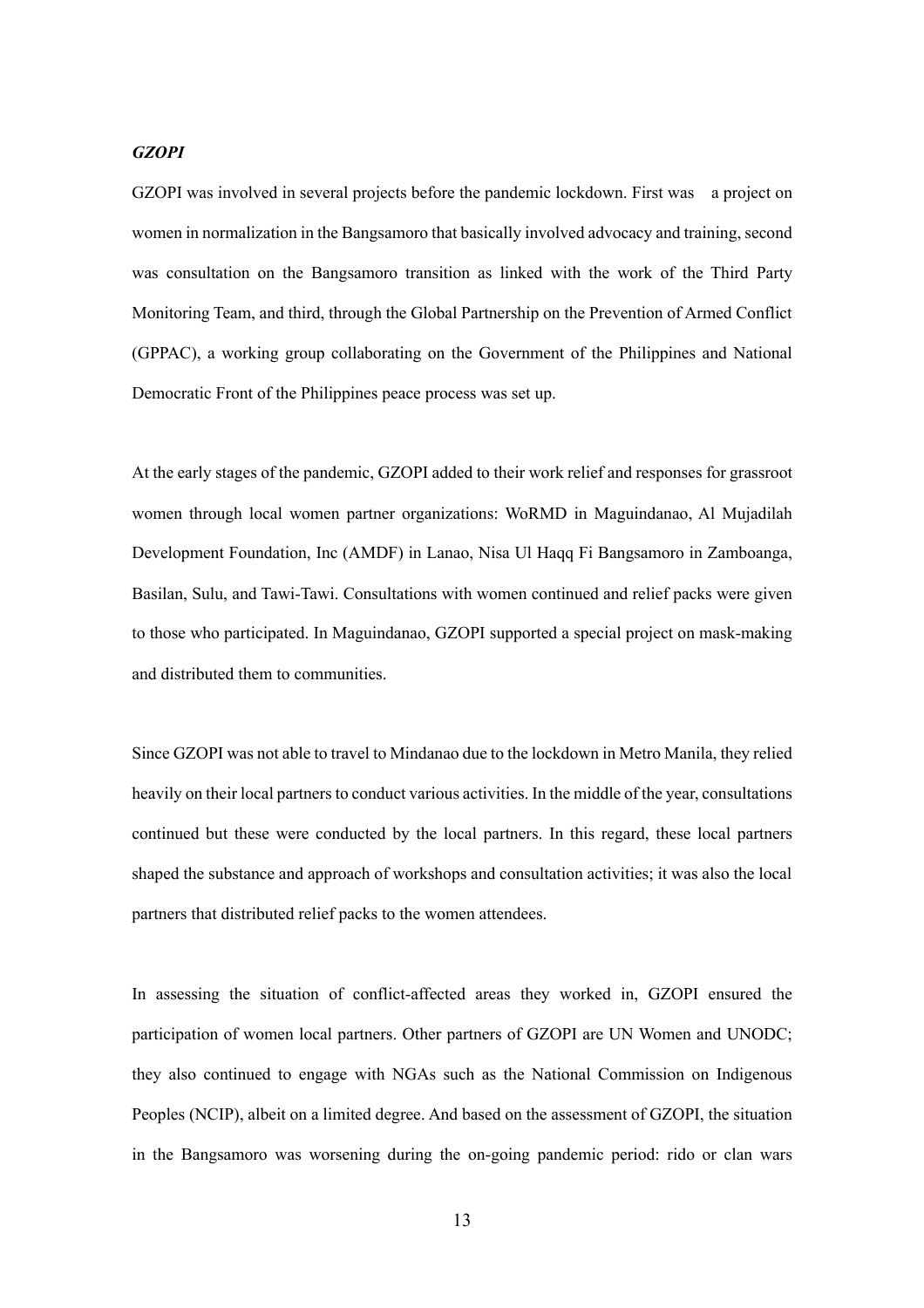### *GZOPI*

GZOPI was involved in several projects before the pandemic lockdown. First was a project on women in normalization in the Bangsamoro that basically involved advocacy and training, second was consultation on the Bangsamoro transition as linked with the work of the Third Party Monitoring Team, and third, through the Global Partnership on the Prevention of Armed Conflict (GPPAC), a working group collaborating on the Government of the Philippines and National Democratic Front of the Philippines peace process was set up.

At the early stages of the pandemic, GZOPI added to their work relief and responses for grassroot women through local women partner organizations: WoRMD in Maguindanao, Al Mujadilah Development Foundation, Inc (AMDF) in Lanao, Nisa Ul Haqq Fi Bangsamoro in Zamboanga, Basilan, Sulu, and Tawi-Tawi. Consultations with women continued and relief packs were given to those who participated. In Maguindanao, GZOPI supported a special project on mask-making and distributed them to communities.

Since GZOPI was not able to travel to Mindanao due to the lockdown in Metro Manila, they relied heavily on their local partners to conduct various activities. In the middle of the year, consultations continued but these were conducted by the local partners. In this regard, these local partners shaped the substance and approach of workshops and consultation activities; it was also the local partners that distributed relief packs to the women attendees.

In assessing the situation of conflict-affected areas they worked in, GZOPI ensured the participation of women local partners. Other partners of GZOPI are UN Women and UNODC; they also continued to engage with NGAs such as the National Commission on Indigenous Peoples (NCIP), albeit on a limited degree. And based on the assessment of GZOPI, the situation in the Bangsamoro was worsening during the on-going pandemic period: rido or clan wars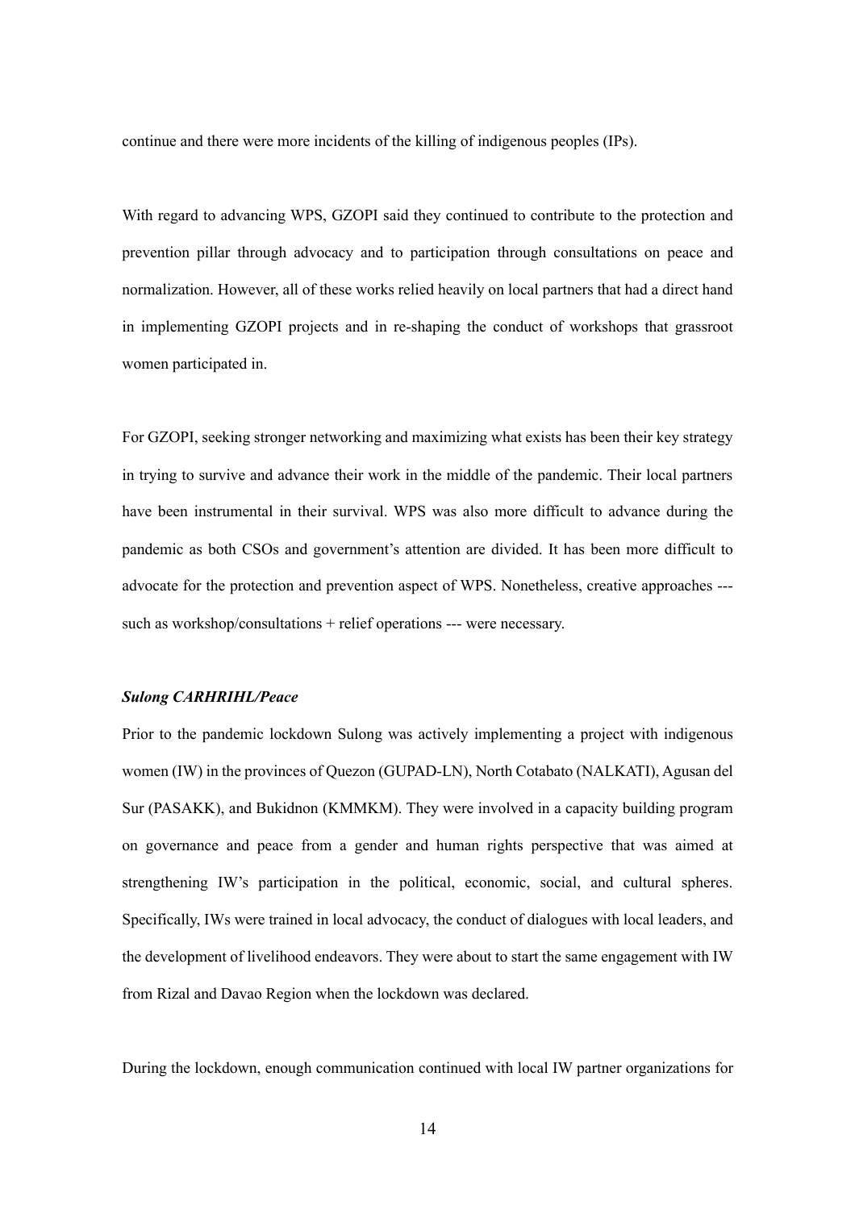continue and there were more incidents of the killing of indigenous peoples (IPs).

With regard to advancing WPS, GZOPI said they continued to contribute to the protection and prevention pillar through advocacy and to participation through consultations on peace and normalization. However, all of these works relied heavily on local partners that had a direct hand in implementing GZOPI projects and in re-shaping the conduct of workshops that grassroot women participated in.

For GZOPI, seeking stronger networking and maximizing what exists has been their key strategy in trying to survive and advance their work in the middle of the pandemic. Their local partners have been instrumental in their survival. WPS was also more difficult to advance during the pandemic as both CSOs and government's attention are divided. It has been more difficult to advocate for the protection and prevention aspect of WPS. Nonetheless, creative approaches --- such as workshop/consultations + relief operations --- were necessary.

***Sulong CARHRIHL/Peace***

Prior to the pandemic lockdown Sulong was actively implementing a project with indigenous women (IW) in the provinces of Quezon (GUPAD-LN), North Cotabato (NALKATI), Agusan del Sur (PASAKK), and Bukidnon (KMMKM). They were involved in a capacity building program on governance and peace from a gender and human rights perspective that was aimed at strengthening IW's participation in the political, economic, social, and cultural spheres. Specifically, IWs were trained in local advocacy, the conduct of dialogues with local leaders, and the development of livelihood endeavors. They were about to start the same engagement with IW from Rizal and Davao Region when the lockdown was declared.

During the lockdown, enough communication continued with local IW partner organizations for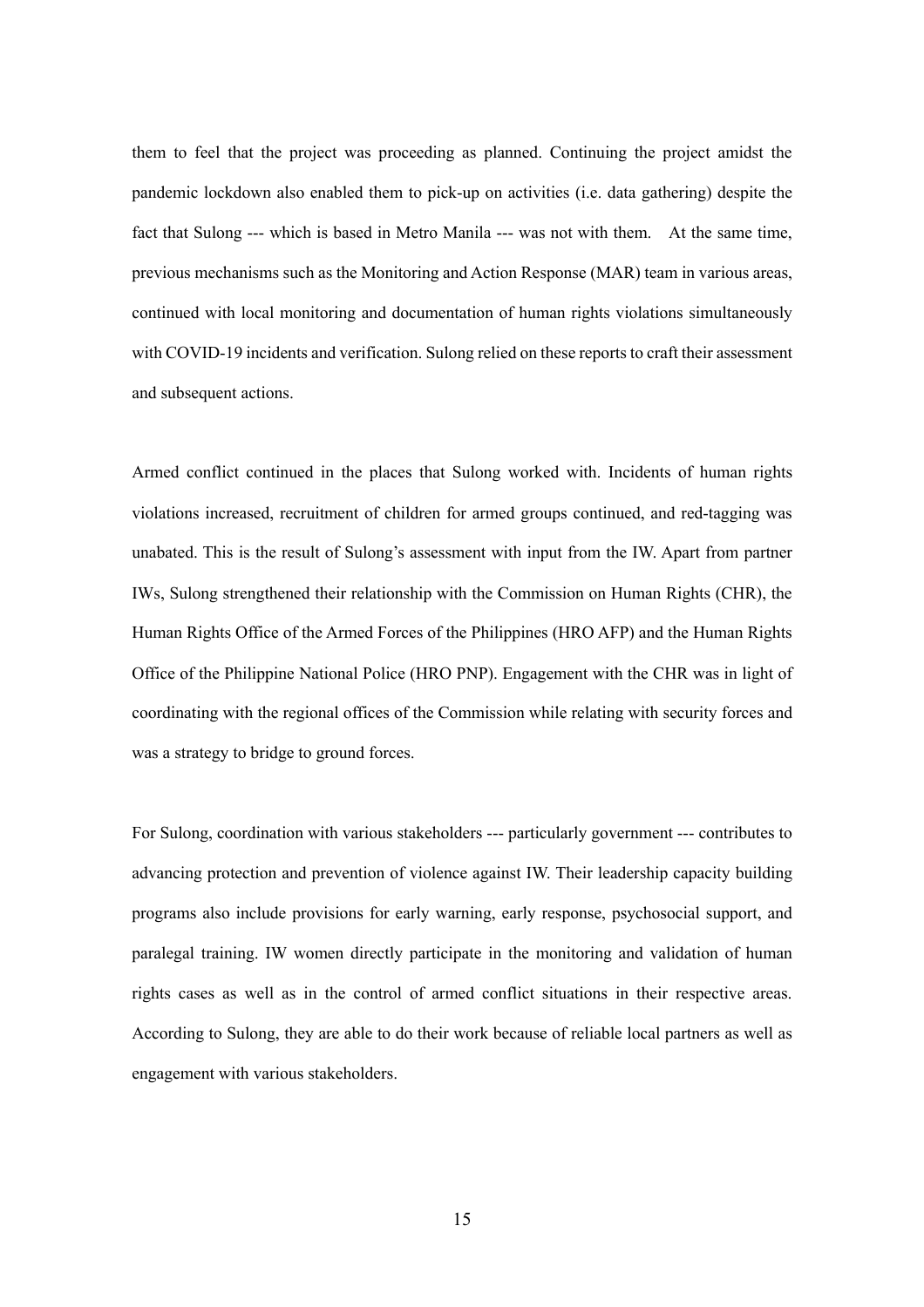them to feel that the project was proceeding as planned. Continuing the project amidst the pandemic lockdown also enabled them to pick-up on activities (i.e. data gathering) despite the fact that Sulong --- which is based in Metro Manila --- was not with them. At the same time, previous mechanisms such as the Monitoring and Action Response (MAR) team in various areas, continued with local monitoring and documentation of human rights violations simultaneously with COVID-19 incidents and verification. Sulong relied on these reports to craft their assessment and subsequent actions.

Armed conflict continued in the places that Sulong worked with. Incidents of human rights violations increased, recruitment of children for armed groups continued, and red-tagging was unabated. This is the result of Sulong's assessment with input from the IW. Apart from partner IWs, Sulong strengthened their relationship with the Commission on Human Rights (CHR), the Human Rights Office of the Armed Forces of the Philippines (HRO AFP) and the Human Rights Office of the Philippine National Police (HRO PNP). Engagement with the CHR was in light of coordinating with the regional offices of the Commission while relating with security forces and was a strategy to bridge to ground forces.

For Sulong, coordination with various stakeholders --- particularly government --- contributes to advancing protection and prevention of violence against IW. Their leadership capacity building programs also include provisions for early warning, early response, psychosocial support, and paralegal training. IW women directly participate in the monitoring and validation of human rights cases as well as in the control of armed conflict situations in their respective areas. According to Sulong, they are able to do their work because of reliable local partners as well as engagement with various stakeholders.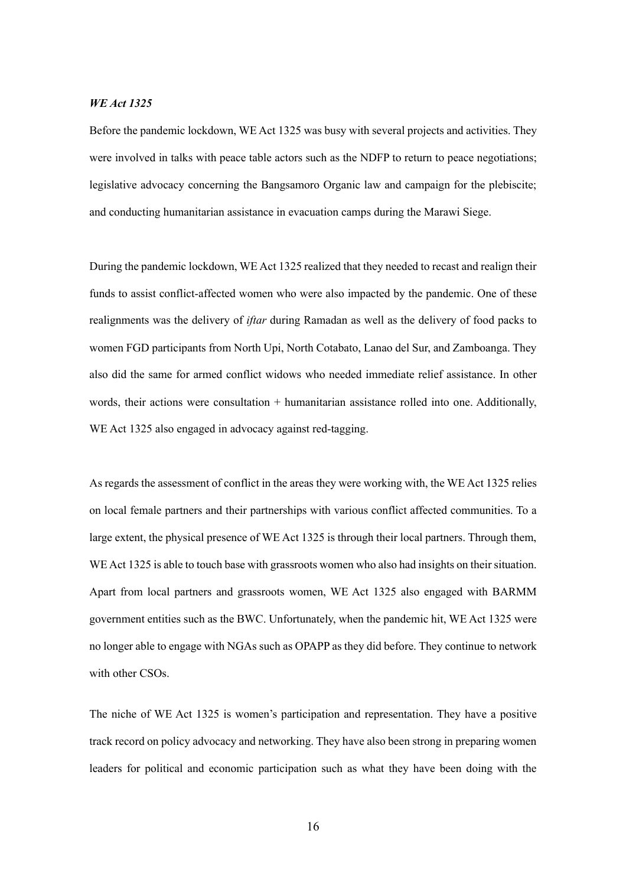***WE Act 1325***

Before the pandemic lockdown, WE Act 1325 was busy with several projects and activities. They were involved in talks with peace table actors such as the NDFP to return to peace negotiations; legislative advocacy concerning the Bangsamoro Organic law and campaign for the plebiscite; and conducting humanitarian assistance in evacuation camps during the Marawi Siege.

During the pandemic lockdown, WE Act 1325 realized that they needed to recast and realign their funds to assist conflict-affected women who were also impacted by the pandemic. One of these realignments was the delivery of *iftar* during Ramadan as well as the delivery of food packs to women FGD participants from North Upi, North Cotabato, Lanao del Sur, and Zamboanga. They also did the same for armed conflict widows who needed immediate relief assistance. In other words, their actions were consultation + humanitarian assistance rolled into one. Additionally, WE Act 1325 also engaged in advocacy against red-tagging.

As regards the assessment of conflict in the areas they were working with, the WE Act 1325 relies on local female partners and their partnerships with various conflict affected communities. To a large extent, the physical presence of WE Act 1325 is through their local partners. Through them, WE Act 1325 is able to touch base with grassroots women who also had insights on their situation. Apart from local partners and grassroots women, WE Act 1325 also engaged with BARMM government entities such as the BWC. Unfortunately, when the pandemic hit, WE Act 1325 were no longer able to engage with NGAs such as OPAPP as they did before. They continue to network with other CSOs.

The niche of WE Act 1325 is women's participation and representation. They have a positive track record on policy advocacy and networking. They have also been strong in preparing women leaders for political and economic participation such as what they have been doing with the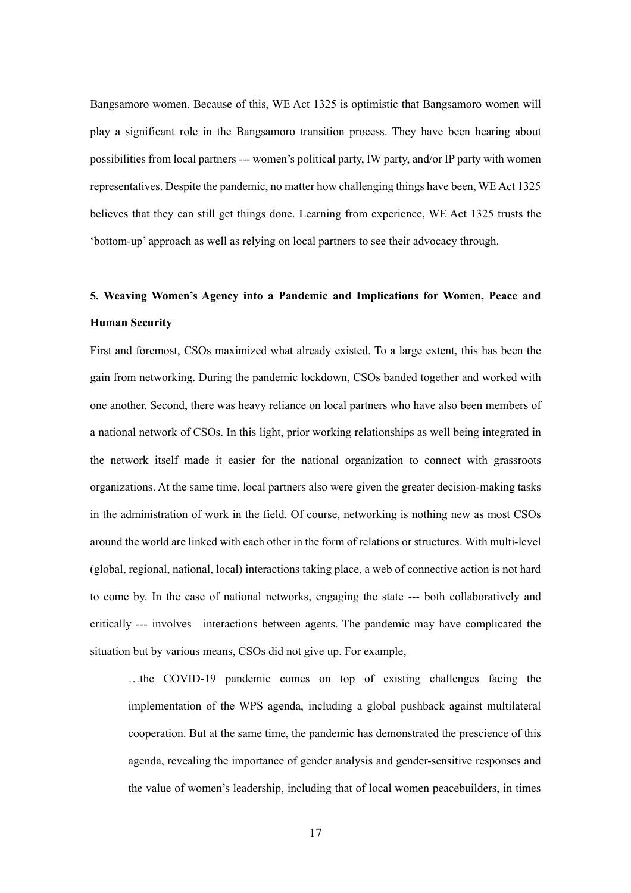Bangsamoro women. Because of this, WE Act 1325 is optimistic that Bangsamoro women will play a significant role in the Bangsamoro transition process. They have been hearing about possibilities from local partners --- women's political party, IW party, and/or IP party with women representatives. Despite the pandemic, no matter how challenging things have been, WE Act 1325 believes that they can still get things done. Learning from experience, WE Act 1325 trusts the 'bottom-up' approach as well as relying on local partners to see their advocacy through.

## 5. Weaving Women's Agency into a Pandemic and Implications for Women, Peace and Human Security

First and foremost, CSOs maximized what already existed. To a large extent, this has been the gain from networking. During the pandemic lockdown, CSOs banded together and worked with one another. Second, there was heavy reliance on local partners who have also been members of a national network of CSOs. In this light, prior working relationships as well being integrated in the network itself made it easier for the national organization to connect with grassroots organizations. At the same time, local partners also were given the greater decision-making tasks in the administration of work in the field. Of course, networking is nothing new as most CSOs around the world are linked with each other in the form of relations or structures. With multi-level (global, regional, national, local) interactions taking place, a web of connective action is not hard to come by. In the case of national networks, engaging the state --- both collaboratively and critically --- involves interactions between agents. The pandemic may have complicated the situation but by various means, CSOs did not give up. For example,

> …the COVID-19 pandemic comes on top of existing challenges facing the implementation of the WPS agenda, including a global pushback against multilateral cooperation. But at the same time, the pandemic has demonstrated the prescience of this agenda, revealing the importance of gender analysis and gender-sensitive responses and the value of women's leadership, including that of local women peacebuilders, in times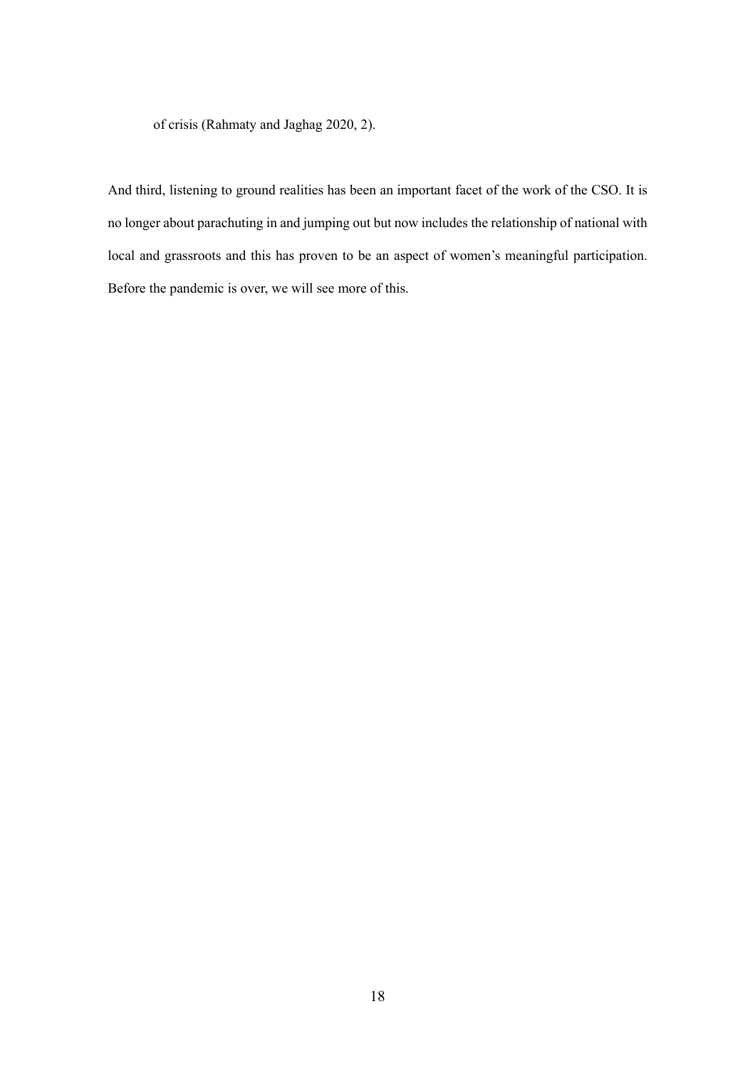of crisis (Rahmaty and Jaghag 2020, 2).

And third, listening to ground realities has been an important facet of the work of the CSO. It is no longer about parachuting in and jumping out but now includes the relationship of national with local and grassroots and this has proven to be an aspect of women's meaningful participation. Before the pandemic is over, we will see more of this.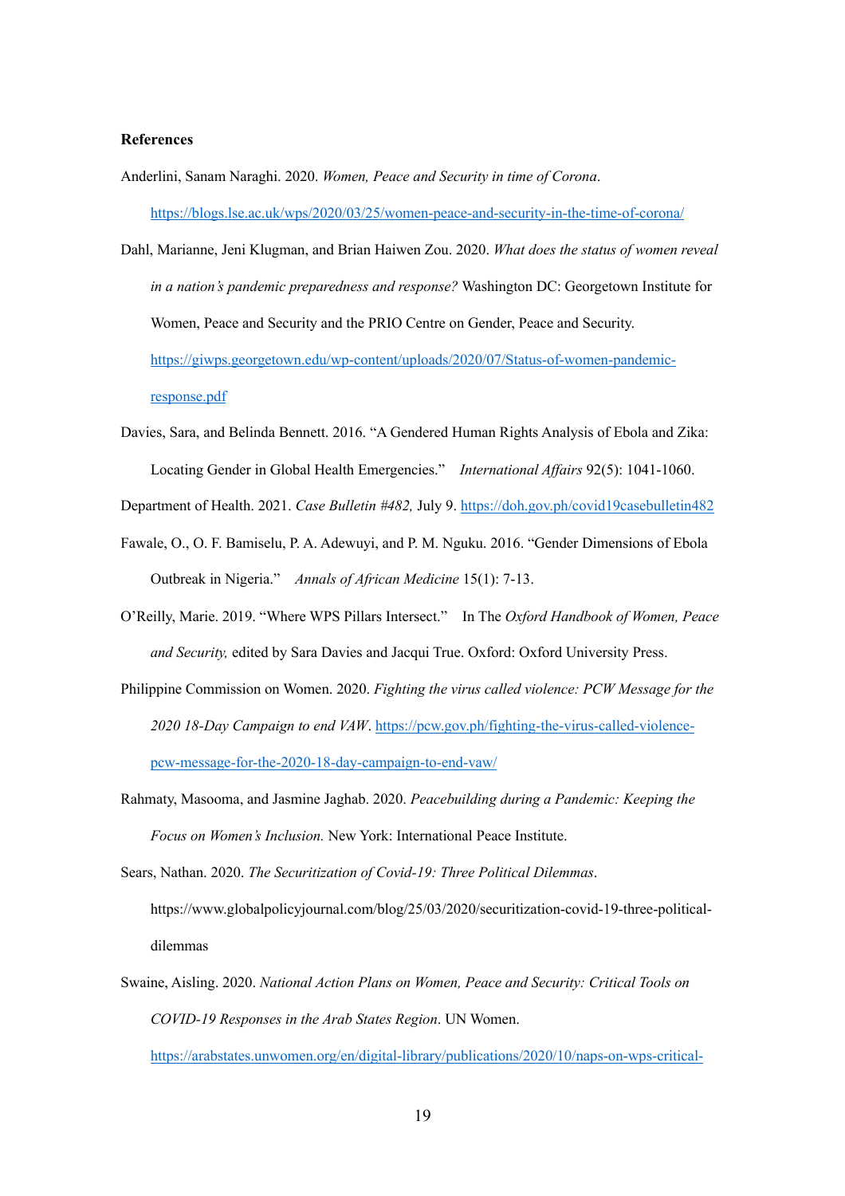**References**

Anderlini, Sanam Naraghi. 2020. *Women, Peace and Security in time of Corona*. https://blogs.lse.ac.uk/wps/2020/03/25/women-peace-and-security-in-the-time-of-corona/

Dahl, Marianne, Jeni Klugman, and Brian Haiwen Zou. 2020. *What does the status of women reveal in a nation's pandemic preparedness and response?* Washington DC: Georgetown Institute for Women, Peace and Security and the PRIO Centre on Gender, Peace and Security. https://giwps.georgetown.edu/wp-content/uploads/2020/07/Status-of-women-pandemic-response.pdf

Davies, Sara, and Belinda Bennett. 2016. "A Gendered Human Rights Analysis of Ebola and Zika: Locating Gender in Global Health Emergencies." *International Affairs* 92(5): 1041-1060.

Department of Health. 2021. *Case Bulletin #482,* July 9. https://doh.gov.ph/covid19casebulletin482

Fawale, O., O. F. Bamiselu, P. A. Adewuyi, and P. M. Nguku. 2016. "Gender Dimensions of Ebola Outbreak in Nigeria." *Annals of African Medicine* 15(1): 7-13.

O'Reilly, Marie. 2019. "Where WPS Pillars Intersect." In The *Oxford Handbook of Women, Peace and Security,* edited by Sara Davies and Jacqui True. Oxford: Oxford University Press.

Philippine Commission on Women. 2020. *Fighting the virus called violence: PCW Message for the 2020 18-Day Campaign to end VAW*. https://pcw.gov.ph/fighting-the-virus-called-violence-pcw-message-for-the-2020-18-day-campaign-to-end-vaw/

Rahmaty, Masooma, and Jasmine Jaghab. 2020. *Peacebuilding during a Pandemic: Keeping the Focus on Women's Inclusion.* New York: International Peace Institute.

Sears, Nathan. 2020. *The Securitization of Covid-19: Three Political Dilemmas*. https://www.globalpolicyjournal.com/blog/25/03/2020/securitization-covid-19-three-political-dilemmas

Swaine, Aisling. 2020. *National Action Plans on Women, Peace and Security: Critical Tools on COVID-19 Responses in the Arab States Region*. UN Women. https://arabstates.unwomen.org/en/digital-library/publications/2020/10/naps-on-wps-critical-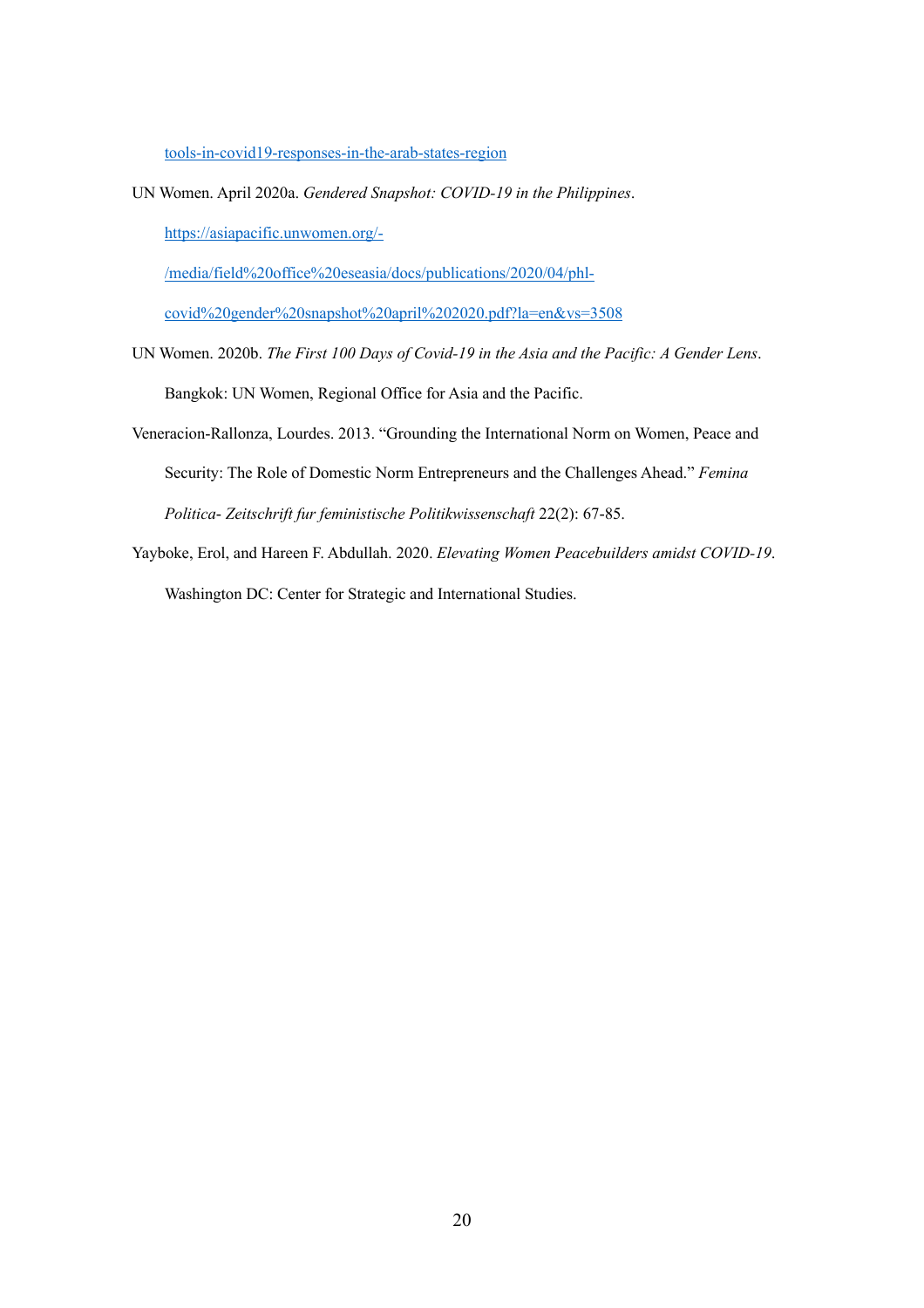tools-in-covid19-responses-in-the-arab-states-region

UN Women. April 2020a. *Gendered Snapshot: COVID-19 in the Philippines*. https://asiapacific.unwomen.org/-/media/field%20office%20eseasia/docs/publications/2020/04/phl-covid%20gender%20snapshot%20april%202020.pdf?la=en&vs=3508

UN Women. 2020b. *The First 100 Days of Covid-19 in the Asia and the Pacific: A Gender Lens*. Bangkok: UN Women, Regional Office for Asia and the Pacific.

Veneracion-Rallonza, Lourdes. 2013. "Grounding the International Norm on Women, Peace and Security: The Role of Domestic Norm Entrepreneurs and the Challenges Ahead." *Femina Politica- Zeitschrift fur feministische Politikwissenschaft* 22(2): 67-85.

Yayboke, Erol, and Hareen F. Abdullah. 2020. *Elevating Women Peacebuilders amidst COVID-19*. Washington DC: Center for Strategic and International Studies.